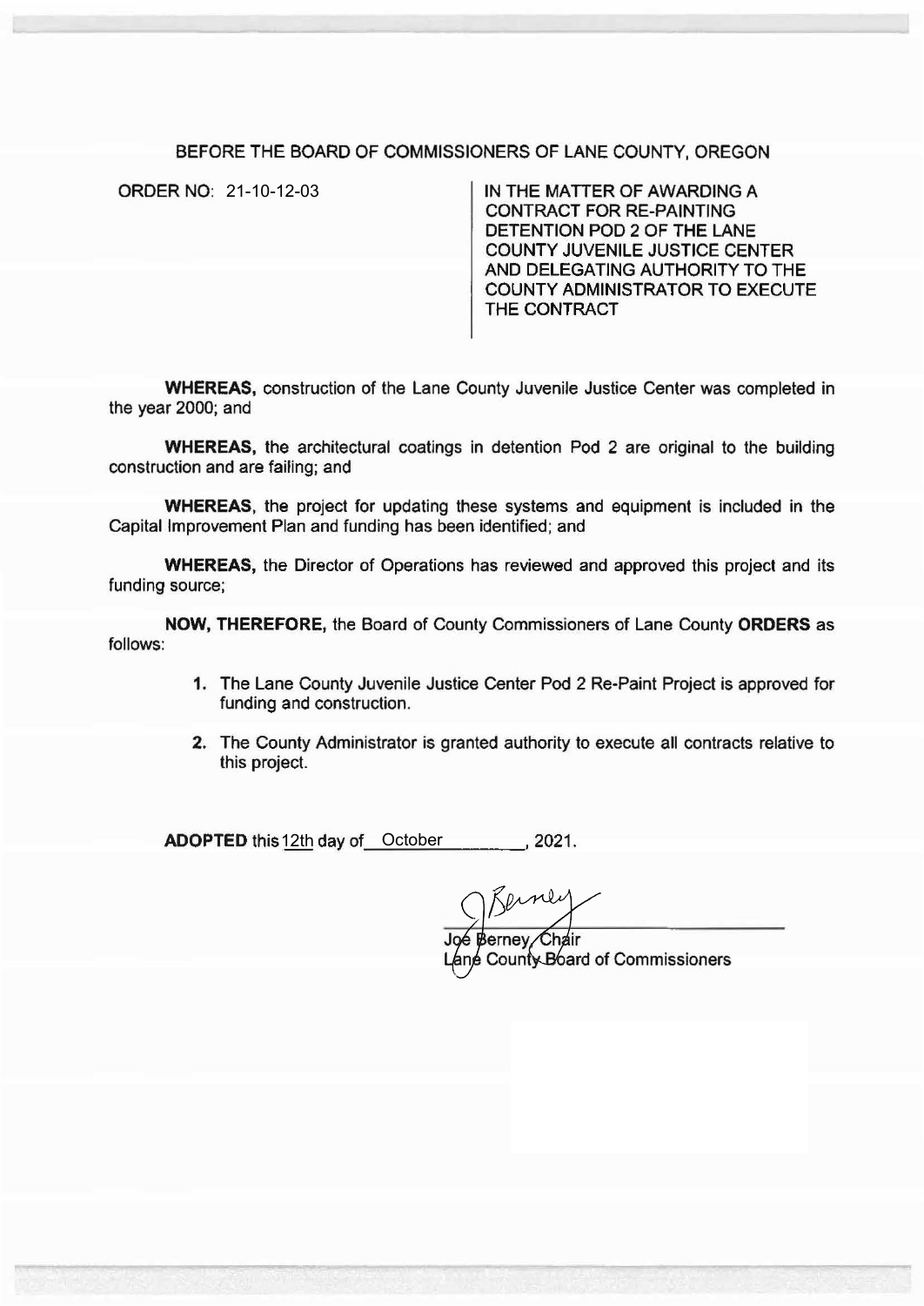BEFORE THE BOARD OF COMMISSIONERS OF LANE COUNTY, OREGON

ORDER NO: 21-10-12-03

IN THE MATTER OF AWARDING A CONTRACT FOR RE-PAINTING DETENTION POD 2 OF THE LANE COUNTY JUVENILE JUSTICE CENTER AND DELEGATING AUTHORITY TO THE COUNTY ADMINISTRATOR TO EXECUTE THE CONTRACT

**WHEREAS,** construction of the Lane County Juvenile Justice Center was completed in the year 2000; and

**WHEREAS,** the architectural coatings in detention Pod 2 are original to the building construction and are failing; and

**WHEREAS,** the project for updating these systems and equipment is included in the Capital Improvement Plan and funding has been identified; and

**WHEREAS,** the Director of Operations has reviewed and approved this project and its funding source;

**NOW, THEREFORE,** the Board of County Commissioners of Lane County **ORDERS** as follows:

1. The Lane County Juvenile Justice Center Pod 2 Re-Paint Project is approved for funding and construction.
2. The County Administrator is granted authority to execute all contracts relative to this project.

**ADOPTED** this 12th day of October, 2021.

Joe Berney, Chair
Lane County Board of Commissioners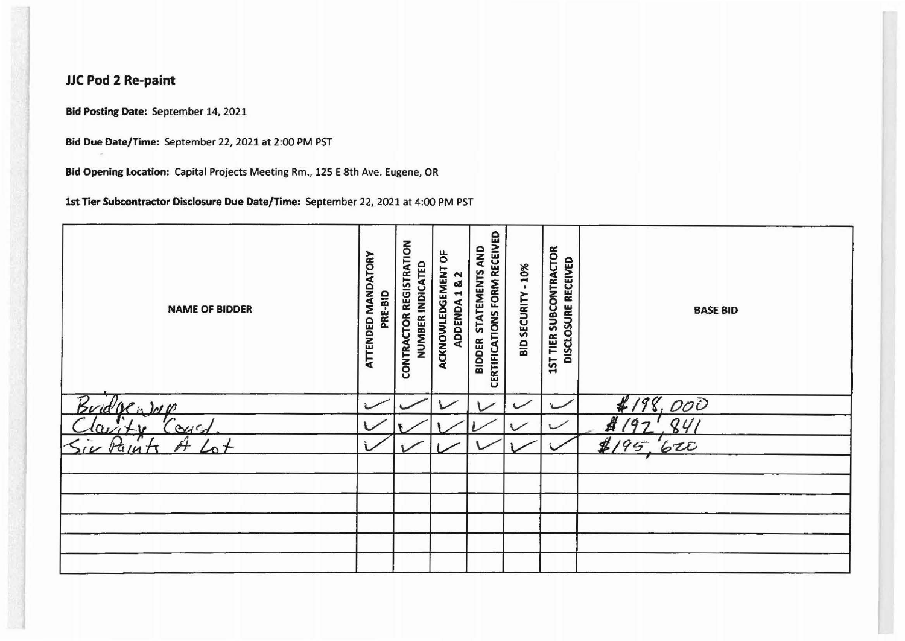## JJC Pod 2 Re-paint

**Bid Posting Date:** September 14, 2021

**Bid Due Date/Time:** September 22, 2021 at 2:00 PM PST

**Bid Opening Location:** Capital Projects Meeting Rm., 125 E 8th Ave. Eugene, OR

**1st Tier Subcontractor Disclosure Due Date/Time:** September 22, 2021 at 4:00 PM PST

| NAME OF BIDDER | ATTENDED MANDATORY PRE-BID | CONTRACTOR REGISTRATION NUMBER INDICATED | ACKNOWLEDGEMENT OF ADDENDA 1 & 2 | BIDDER STATEMENTS AND CERTIFICATIONS FORM RECEIVED | BID SECURITY - 10% | 1ST TIER SUBCONTRACTOR DISCLOSURE RECEIVED | BASE BID |
|---|---|---|---|---|---|---|---|
| BridgeWay | ✓ | ✓ | ✓ | ✓ | ✓ | ✓ | $198,000 |
| Clarity Const. | ✓ | ✓ | ✓ | ✓ | ✓ | ✓ | $192,841 |
| Sir Paints A Lot | ✓ | ✓ | ✓ | ✓ | ✓ | ✓ | $195,620 |
| | | | | | | | |
| | | | | | | | |
| | | | | | | | |
| | | | | | | | |
| | | | | | | | |
| | | | | | | | |